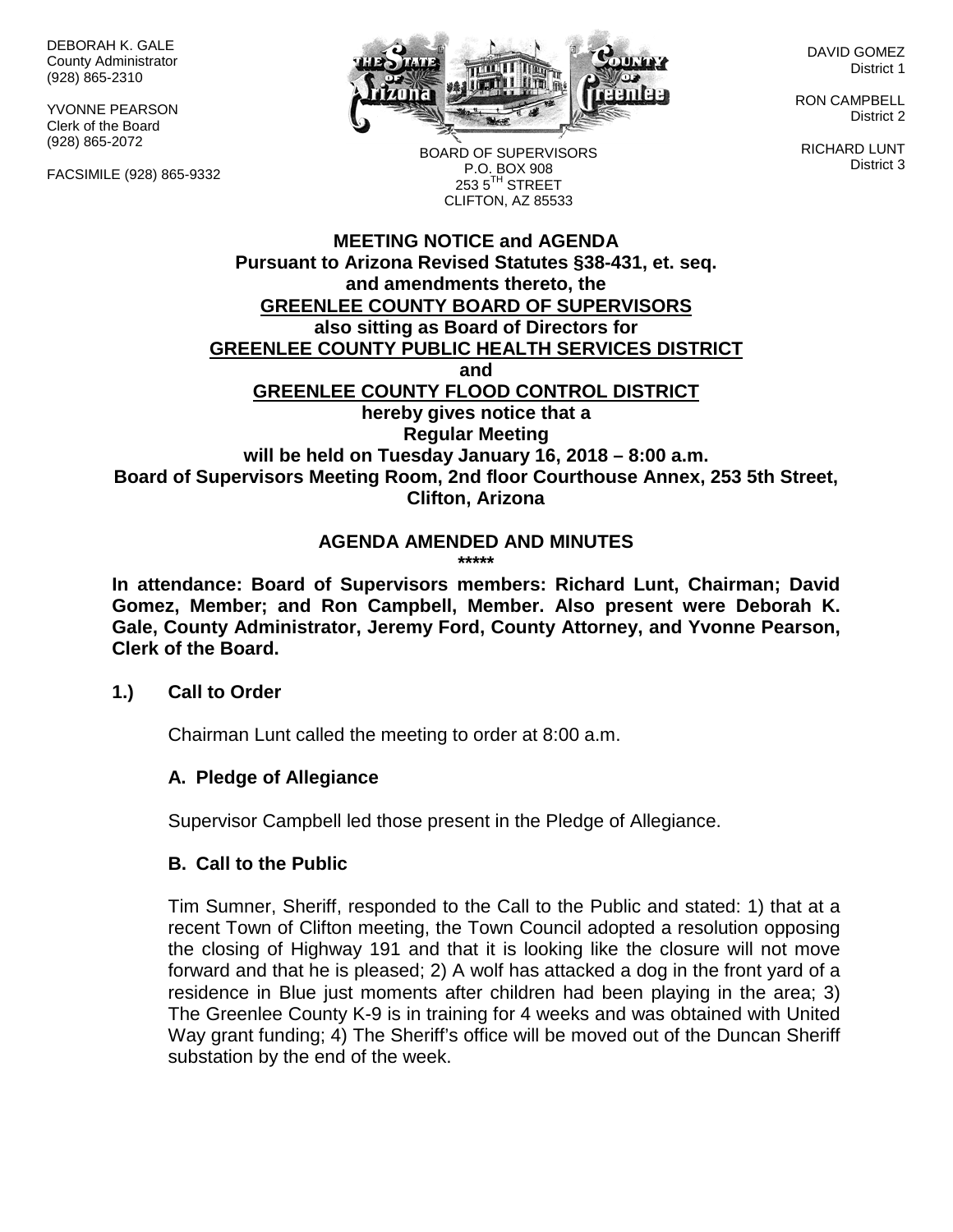DEBORAH K. GALE
County Administrator
(928) 865-2310

YVONNE PEARSON
Clerk of the Board
(928) 865-2072

FACSIMILE (928) 865-9332

BOARD OF SUPERVISORS
P.O. BOX 908
253 5TH STREET
CLIFTON, AZ 85533

DAVID GOMEZ
District 1

RON CAMPBELL
District 2

RICHARD LUNT
District 3

**MEETING NOTICE and AGENDA**
**Pursuant to Arizona Revised Statutes §38-431, et. seq.**
**and amendments thereto, the**
**GREENLEE COUNTY BOARD OF SUPERVISORS**
**also sitting as Board of Directors for**
**GREENLEE COUNTY PUBLIC HEALTH SERVICES DISTRICT**
**and**
**GREENLEE COUNTY FLOOD CONTROL DISTRICT**
**hereby gives notice that a**
**Regular Meeting**
**will be held on Tuesday January 16, 2018 – 8:00 a.m.**
**Board of Supervisors Meeting Room, 2nd floor Courthouse Annex, 253 5th Street, Clifton, Arizona**

**AGENDA AMENDED AND MINUTES**
**\*\*\*\*\***

**In attendance: Board of Supervisors members: Richard Lunt, Chairman; David Gomez, Member; and Ron Campbell, Member. Also present were Deborah K. Gale, County Administrator, Jeremy Ford, County Attorney, and Yvonne Pearson, Clerk of the Board.**

**1.) Call to Order**

Chairman Lunt called the meeting to order at 8:00 a.m.

**A. Pledge of Allegiance**

Supervisor Campbell led those present in the Pledge of Allegiance.

**B. Call to the Public**

Tim Sumner, Sheriff, responded to the Call to the Public and stated: 1) that at a recent Town of Clifton meeting, the Town Council adopted a resolution opposing the closing of Highway 191 and that it is looking like the closure will not move forward and that he is pleased; 2) A wolf has attacked a dog in the front yard of a residence in Blue just moments after children had been playing in the area; 3) The Greenlee County K-9 is in training for 4 weeks and was obtained with United Way grant funding; 4) The Sheriff's office will be moved out of the Duncan Sheriff substation by the end of the week.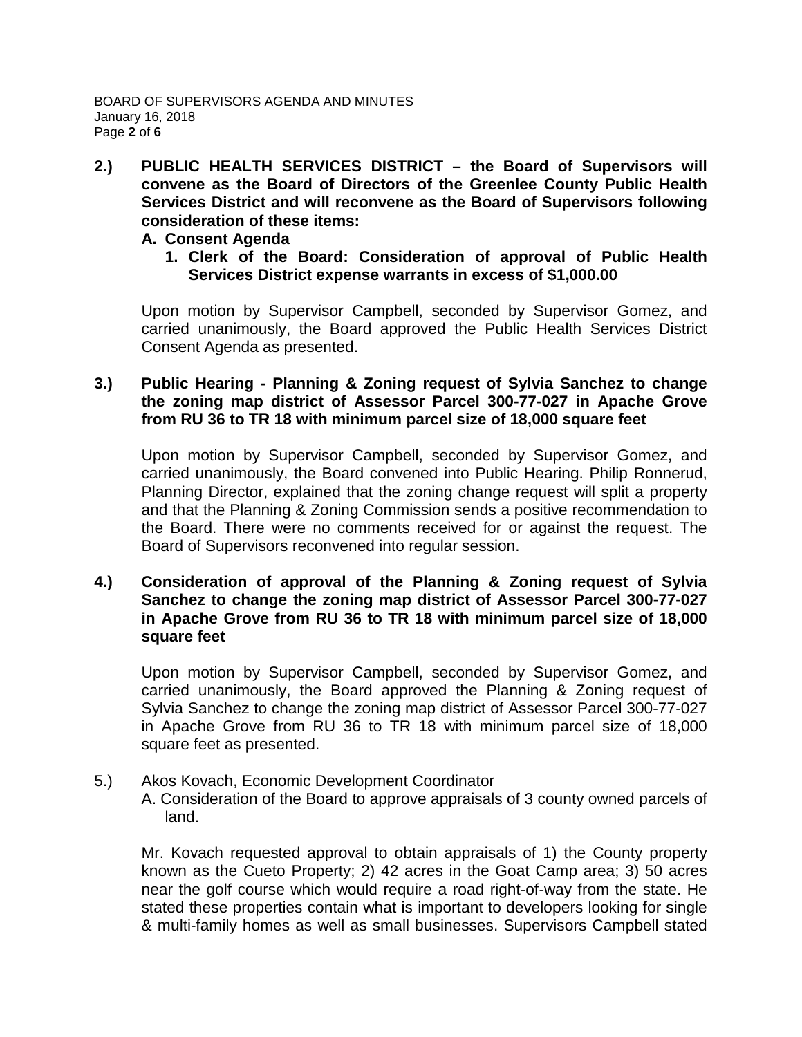**2.) PUBLIC HEALTH SERVICES DISTRICT – the Board of Supervisors will convene as the Board of Directors of the Greenlee County Public Health Services District and will reconvene as the Board of Supervisors following consideration of these items:**

**A. Consent Agenda**

**1. Clerk of the Board: Consideration of approval of Public Health Services District expense warrants in excess of $1,000.00**

Upon motion by Supervisor Campbell, seconded by Supervisor Gomez, and carried unanimously, the Board approved the Public Health Services District Consent Agenda as presented.

**3.) Public Hearing - Planning & Zoning request of Sylvia Sanchez to change the zoning map district of Assessor Parcel 300-77-027 in Apache Grove from RU 36 to TR 18 with minimum parcel size of 18,000 square feet**

Upon motion by Supervisor Campbell, seconded by Supervisor Gomez, and carried unanimously, the Board convened into Public Hearing. Philip Ronnerud, Planning Director, explained that the zoning change request will split a property and that the Planning & Zoning Commission sends a positive recommendation to the Board. There were no comments received for or against the request. The Board of Supervisors reconvened into regular session.

**4.) Consideration of approval of the Planning & Zoning request of Sylvia Sanchez to change the zoning map district of Assessor Parcel 300-77-027 in Apache Grove from RU 36 to TR 18 with minimum parcel size of 18,000 square feet**

Upon motion by Supervisor Campbell, seconded by Supervisor Gomez, and carried unanimously, the Board approved the Planning & Zoning request of Sylvia Sanchez to change the zoning map district of Assessor Parcel 300-77-027 in Apache Grove from RU 36 to TR 18 with minimum parcel size of 18,000 square feet as presented.

5.) Akos Kovach, Economic Development Coordinator

A. Consideration of the Board to approve appraisals of 3 county owned parcels of land.

Mr. Kovach requested approval to obtain appraisals of 1) the County property known as the Cueto Property; 2) 42 acres in the Goat Camp area; 3) 50 acres near the golf course which would require a road right-of-way from the state. He stated these properties contain what is important to developers looking for single & multi-family homes as well as small businesses. Supervisors Campbell stated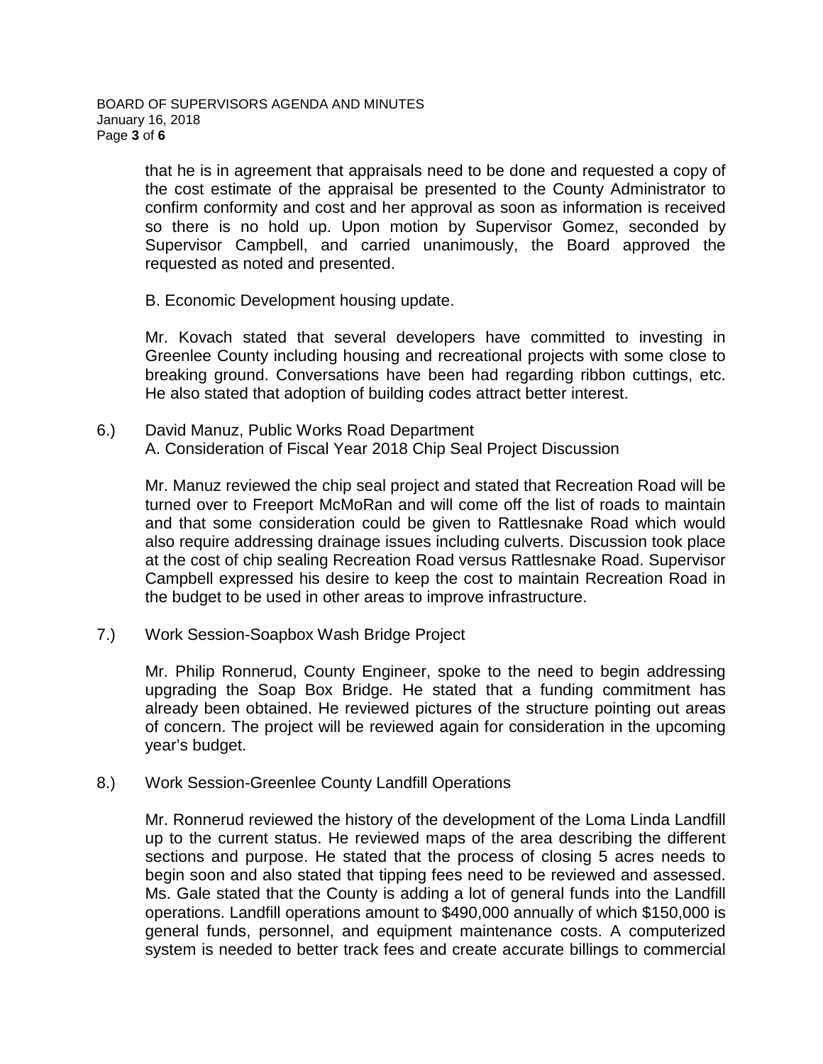that he is in agreement that appraisals need to be done and requested a copy of the cost estimate of the appraisal be presented to the County Administrator to confirm conformity and cost and her approval as soon as information is received so there is no hold up. Upon motion by Supervisor Gomez, seconded by Supervisor Campbell, and carried unanimously, the Board approved the requested as noted and presented.

B. Economic Development housing update.

Mr. Kovach stated that several developers have committed to investing in Greenlee County including housing and recreational projects with some close to breaking ground. Conversations have been had regarding ribbon cuttings, etc. He also stated that adoption of building codes attract better interest.

6.) David Manuz, Public Works Road Department
A. Consideration of Fiscal Year 2018 Chip Seal Project Discussion

Mr. Manuz reviewed the chip seal project and stated that Recreation Road will be turned over to Freeport McMoRan and will come off the list of roads to maintain and that some consideration could be given to Rattlesnake Road which would also require addressing drainage issues including culverts. Discussion took place at the cost of chip sealing Recreation Road versus Rattlesnake Road. Supervisor Campbell expressed his desire to keep the cost to maintain Recreation Road in the budget to be used in other areas to improve infrastructure.

7.) Work Session-Soapbox Wash Bridge Project

Mr. Philip Ronnerud, County Engineer, spoke to the need to begin addressing upgrading the Soap Box Bridge. He stated that a funding commitment has already been obtained. He reviewed pictures of the structure pointing out areas of concern. The project will be reviewed again for consideration in the upcoming year's budget.

8.) Work Session-Greenlee County Landfill Operations

Mr. Ronnerud reviewed the history of the development of the Loma Linda Landfill up to the current status. He reviewed maps of the area describing the different sections and purpose. He stated that the process of closing 5 acres needs to begin soon and also stated that tipping fees need to be reviewed and assessed. Ms. Gale stated that the County is adding a lot of general funds into the Landfill operations. Landfill operations amount to $490,000 annually of which $150,000 is general funds, personnel, and equipment maintenance costs. A computerized system is needed to better track fees and create accurate billings to commercial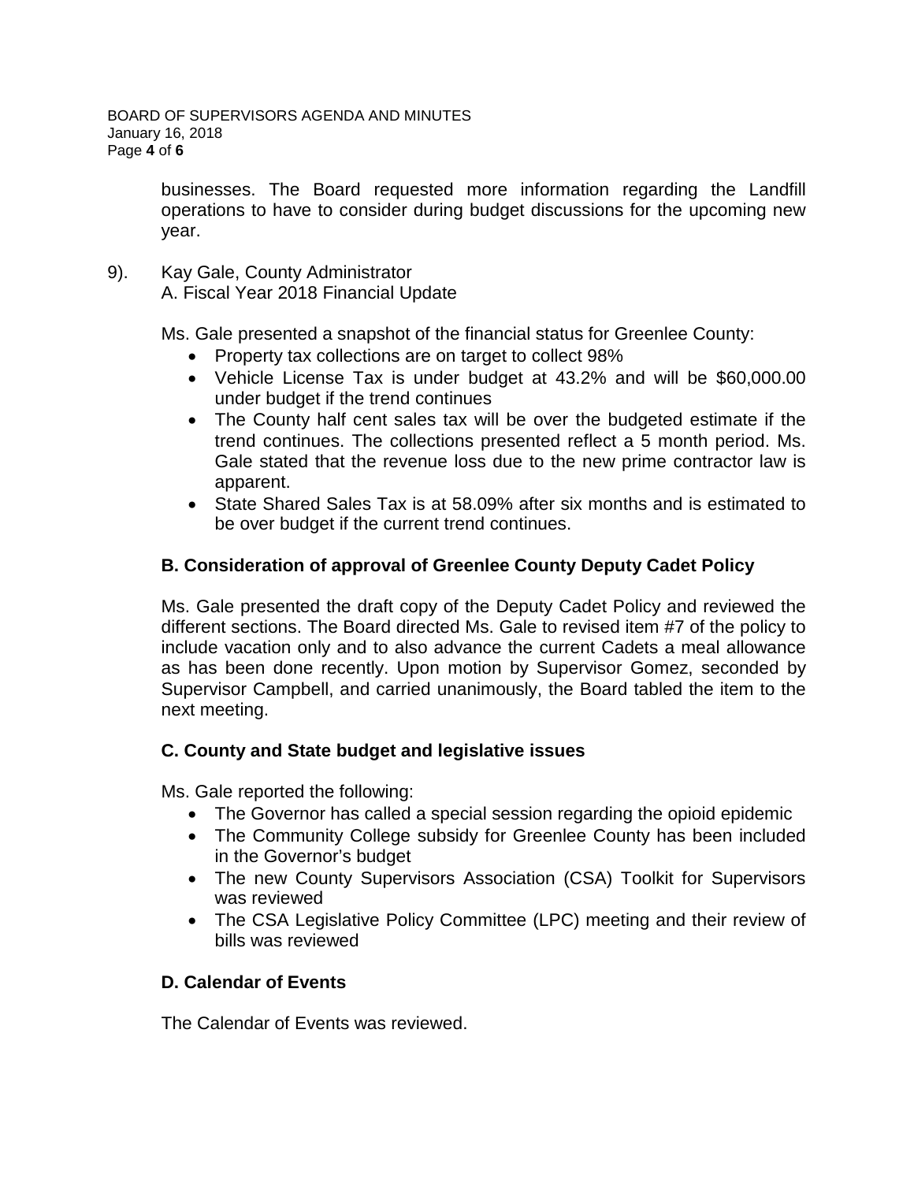businesses. The Board requested more information regarding the Landfill operations to have to consider during budget discussions for the upcoming new year.

9). Kay Gale, County Administrator
A. Fiscal Year 2018 Financial Update

Ms. Gale presented a snapshot of the financial status for Greenlee County:

- Property tax collections are on target to collect 98%
- Vehicle License Tax is under budget at 43.2% and will be $60,000.00 under budget if the trend continues
- The County half cent sales tax will be over the budgeted estimate if the trend continues. The collections presented reflect a 5 month period. Ms. Gale stated that the revenue loss due to the new prime contractor law is apparent.
- State Shared Sales Tax is at 58.09% after six months and is estimated to be over budget if the current trend continues.

**B. Consideration of approval of Greenlee County Deputy Cadet Policy**

Ms. Gale presented the draft copy of the Deputy Cadet Policy and reviewed the different sections. The Board directed Ms. Gale to revised item #7 of the policy to include vacation only and to also advance the current Cadets a meal allowance as has been done recently. Upon motion by Supervisor Gomez, seconded by Supervisor Campbell, and carried unanimously, the Board tabled the item to the next meeting.

**C. County and State budget and legislative issues**

Ms. Gale reported the following:

- The Governor has called a special session regarding the opioid epidemic
- The Community College subsidy for Greenlee County has been included in the Governor's budget
- The new County Supervisors Association (CSA) Toolkit for Supervisors was reviewed
- The CSA Legislative Policy Committee (LPC) meeting and their review of bills was reviewed

**D. Calendar of Events**

The Calendar of Events was reviewed.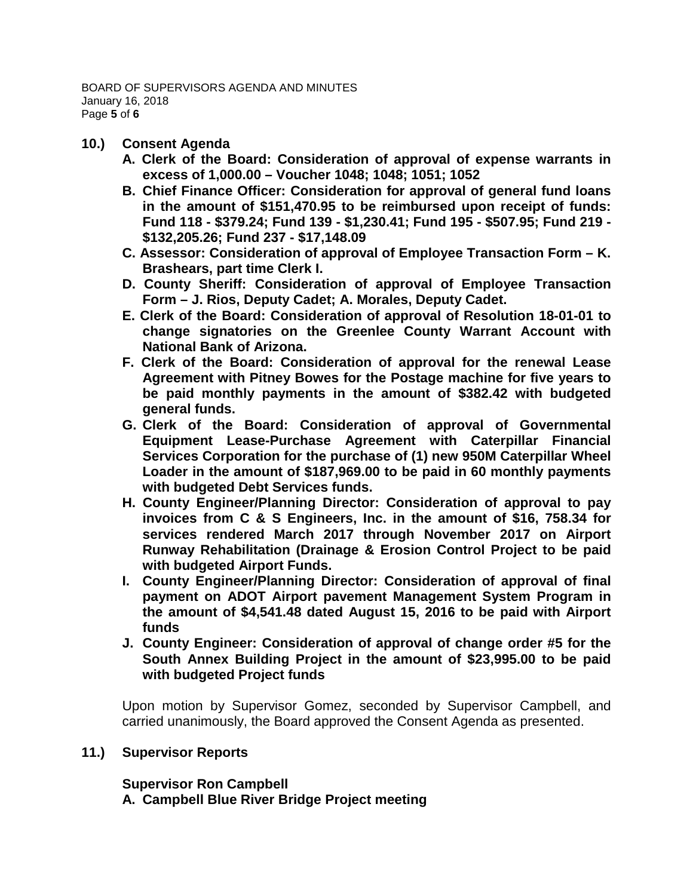**10.) Consent Agenda**

- **A. Clerk of the Board: Consideration of approval of expense warrants in excess of 1,000.00 – Voucher 1048; 1048; 1051; 1052**
- **B. Chief Finance Officer: Consideration for approval of general fund loans in the amount of $151,470.95 to be reimbursed upon receipt of funds: Fund 118 - $379.24; Fund 139 - $1,230.41; Fund 195 - $507.95; Fund 219 - $132,205.26; Fund 237 - $17,148.09**
- **C. Assessor: Consideration of approval of Employee Transaction Form – K. Brashears, part time Clerk I.**
- **D. County Sheriff: Consideration of approval of Employee Transaction Form – J. Rios, Deputy Cadet; A. Morales, Deputy Cadet.**
- **E. Clerk of the Board: Consideration of approval of Resolution 18-01-01 to change signatories on the Greenlee County Warrant Account with National Bank of Arizona.**
- **F. Clerk of the Board: Consideration of approval for the renewal Lease Agreement with Pitney Bowes for the Postage machine for five years to be paid monthly payments in the amount of $382.42 with budgeted general funds.**
- **G. Clerk of the Board: Consideration of approval of Governmental Equipment Lease-Purchase Agreement with Caterpillar Financial Services Corporation for the purchase of (1) new 950M Caterpillar Wheel Loader in the amount of $187,969.00 to be paid in 60 monthly payments with budgeted Debt Services funds.**
- **H. County Engineer/Planning Director: Consideration of approval to pay invoices from C & S Engineers, Inc. in the amount of $16, 758.34 for services rendered March 2017 through November 2017 on Airport Runway Rehabilitation (Drainage & Erosion Control Project to be paid with budgeted Airport Funds.**
- **I. County Engineer/Planning Director: Consideration of approval of final payment on ADOT Airport pavement Management System Program in the amount of $4,541.48 dated August 15, 2016 to be paid with Airport funds**
- **J. County Engineer: Consideration of approval of change order #5 for the South Annex Building Project in the amount of $23,995.00 to be paid with budgeted Project funds**

Upon motion by Supervisor Gomez, seconded by Supervisor Campbell, and carried unanimously, the Board approved the Consent Agenda as presented.

**11.) Supervisor Reports**

**Supervisor Ron Campbell**

**A. Campbell Blue River Bridge Project meeting**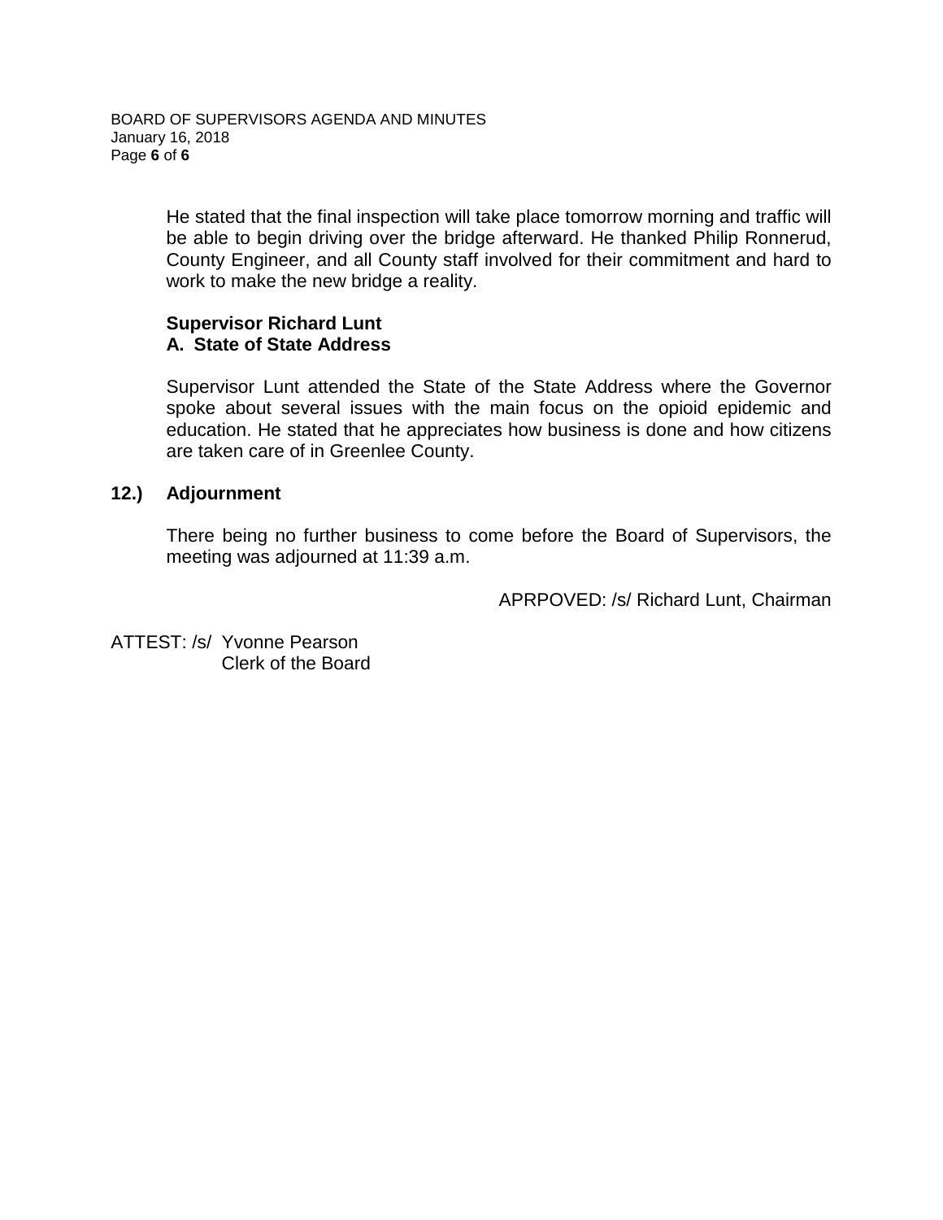He stated that the final inspection will take place tomorrow morning and traffic will be able to begin driving over the bridge afterward. He thanked Philip Ronnerud, County Engineer, and all County staff involved for their commitment and hard to work to make the new bridge a reality.

**Supervisor Richard Lunt**
**A. State of State Address**

Supervisor Lunt attended the State of the State Address where the Governor spoke about several issues with the main focus on the opioid epidemic and education. He stated that he appreciates how business is done and how citizens are taken care of in Greenlee County.

**12.) Adjournment**

There being no further business to come before the Board of Supervisors, the meeting was adjourned at 11:39 a.m.

APRPOVED: /s/ Richard Lunt, Chairman

ATTEST: /s/ Yvonne Pearson
Clerk of the Board